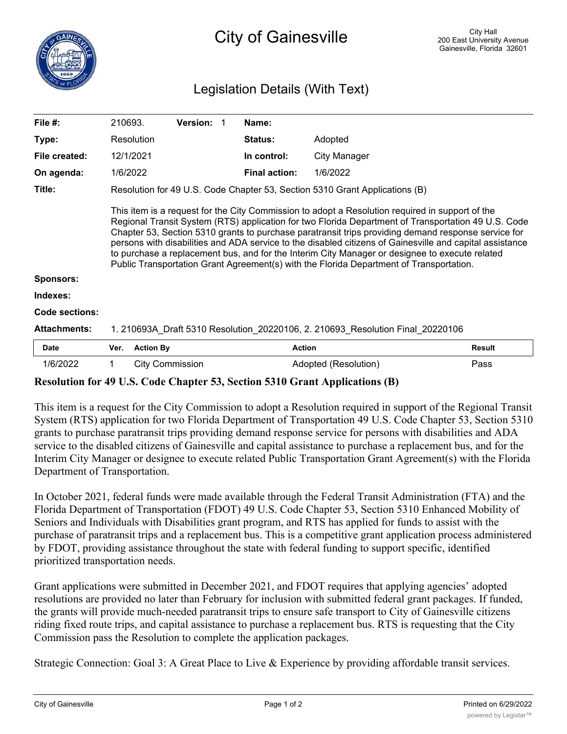# City of Gainesville

City Hall
200 East University Avenue
Gainesville, Florida 32601

## Legislation Details (With Text)

| | | | | | |
|---|---|---|---|---|---|
| **File #:** | 210693. | **Version:** | 1 | **Name:** | |
| **Type:** | Resolution | | | **Status:** | Adopted |
| **File created:** | 12/1/2021 | | | **In control:** | City Manager |
| **On agenda:** | 1/6/2022 | | | **Final action:** | 1/6/2022 |

**Title:** Resolution for 49 U.S. Code Chapter 53, Section 5310 Grant Applications (B)

This item is a request for the City Commission to adopt a Resolution required in support of the Regional Transit System (RTS) application for two Florida Department of Transportation 49 U.S. Code Chapter 53, Section 5310 grants to purchase paratransit trips providing demand response service for persons with disabilities and ADA service to the disabled citizens of Gainesville and capital assistance to purchase a replacement bus, and for the Interim City Manager or designee to execute related Public Transportation Grant Agreement(s) with the Florida Department of Transportation.

**Sponsors:**

**Indexes:**

**Code sections:**

**Attachments:** 1. 210693A_Draft 5310 Resolution_20220106, 2. 210693_Resolution Final_20220106

| Date | Ver. | Action By | Action | Result |
|---|---|---|---|---|
| 1/6/2022 | 1 | City Commission | Adopted (Resolution) | Pass |

**Resolution for 49 U.S. Code Chapter 53, Section 5310 Grant Applications (B)**

This item is a request for the City Commission to adopt a Resolution required in support of the Regional Transit System (RTS) application for two Florida Department of Transportation 49 U.S. Code Chapter 53, Section 5310 grants to purchase paratransit trips providing demand response service for persons with disabilities and ADA service to the disabled citizens of Gainesville and capital assistance to purchase a replacement bus, and for the Interim City Manager or designee to execute related Public Transportation Grant Agreement(s) with the Florida Department of Transportation.

In October 2021, federal funds were made available through the Federal Transit Administration (FTA) and the Florida Department of Transportation (FDOT) 49 U.S. Code Chapter 53, Section 5310 Enhanced Mobility of Seniors and Individuals with Disabilities grant program, and RTS has applied for funds to assist with the purchase of paratransit trips and a replacement bus. This is a competitive grant application process administered by FDOT, providing assistance throughout the state with federal funding to support specific, identified prioritized transportation needs.

Grant applications were submitted in December 2021, and FDOT requires that applying agencies' adopted resolutions are provided no later than February for inclusion with submitted federal grant packages. If funded, the grants will provide much-needed paratransit trips to ensure safe transport to City of Gainesville citizens riding fixed route trips, and capital assistance to purchase a replacement bus. RTS is requesting that the City Commission pass the Resolution to complete the application packages.

Strategic Connection: Goal 3: A Great Place to Live & Experience by providing affordable transit services.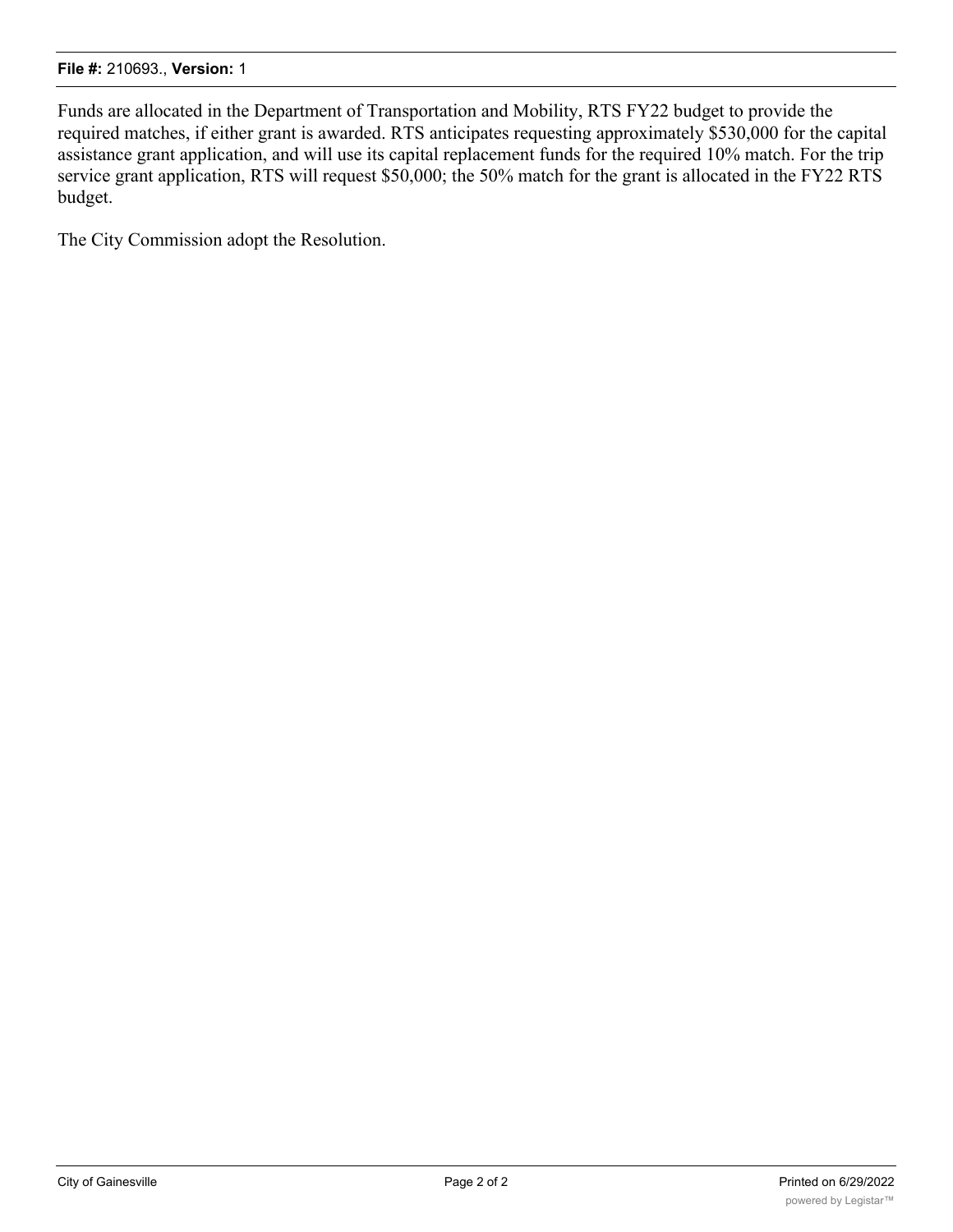Funds are allocated in the Department of Transportation and Mobility, RTS FY22 budget to provide the required matches, if either grant is awarded. RTS anticipates requesting approximately $530,000 for the capital assistance grant application, and will use its capital replacement funds for the required 10% match. For the trip service grant application, RTS will request $50,000; the 50% match for the grant is allocated in the FY22 RTS budget.

The City Commission adopt the Resolution.